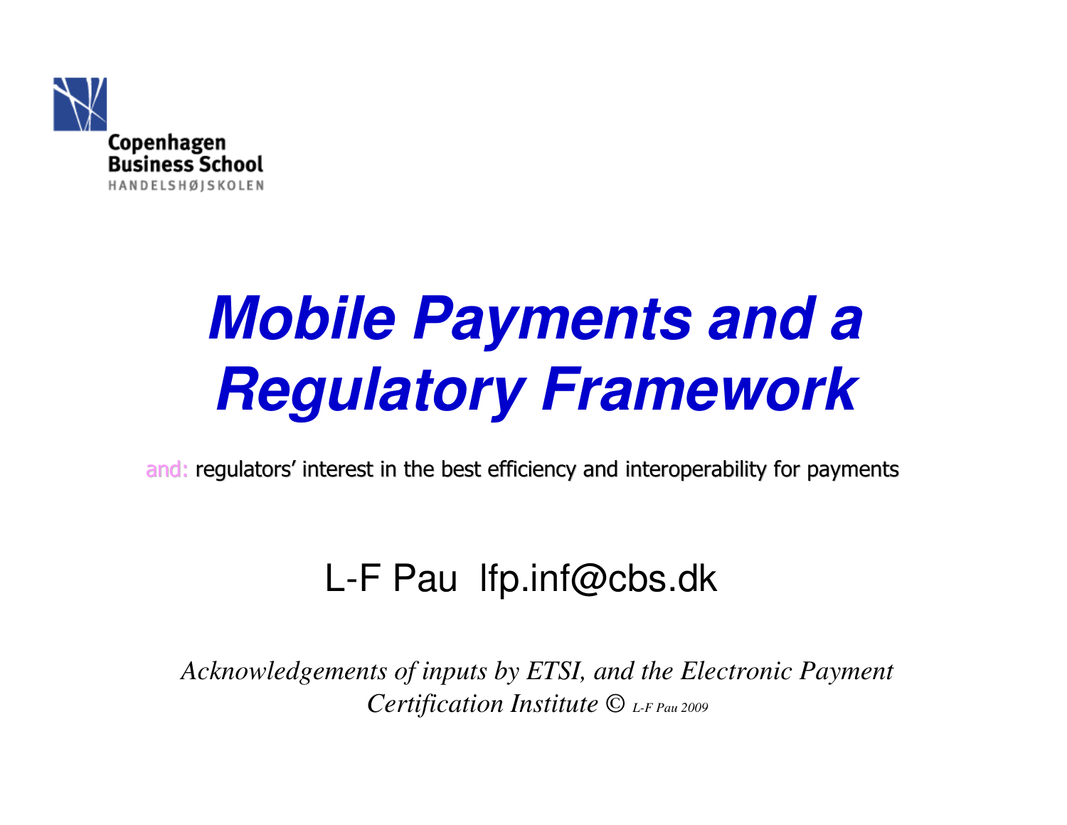Copenhagen Business School
HANDELSHØJSKOLEN

# *Mobile Payments and a Regulatory Framework*

and: regulators' interest in the best efficiency and interoperability for payments

L-F Pau lfp.inf@cbs.dk

*Acknowledgements of inputs by ETSI, and the Electronic Payment Certification Institute © L-F Pau 2009*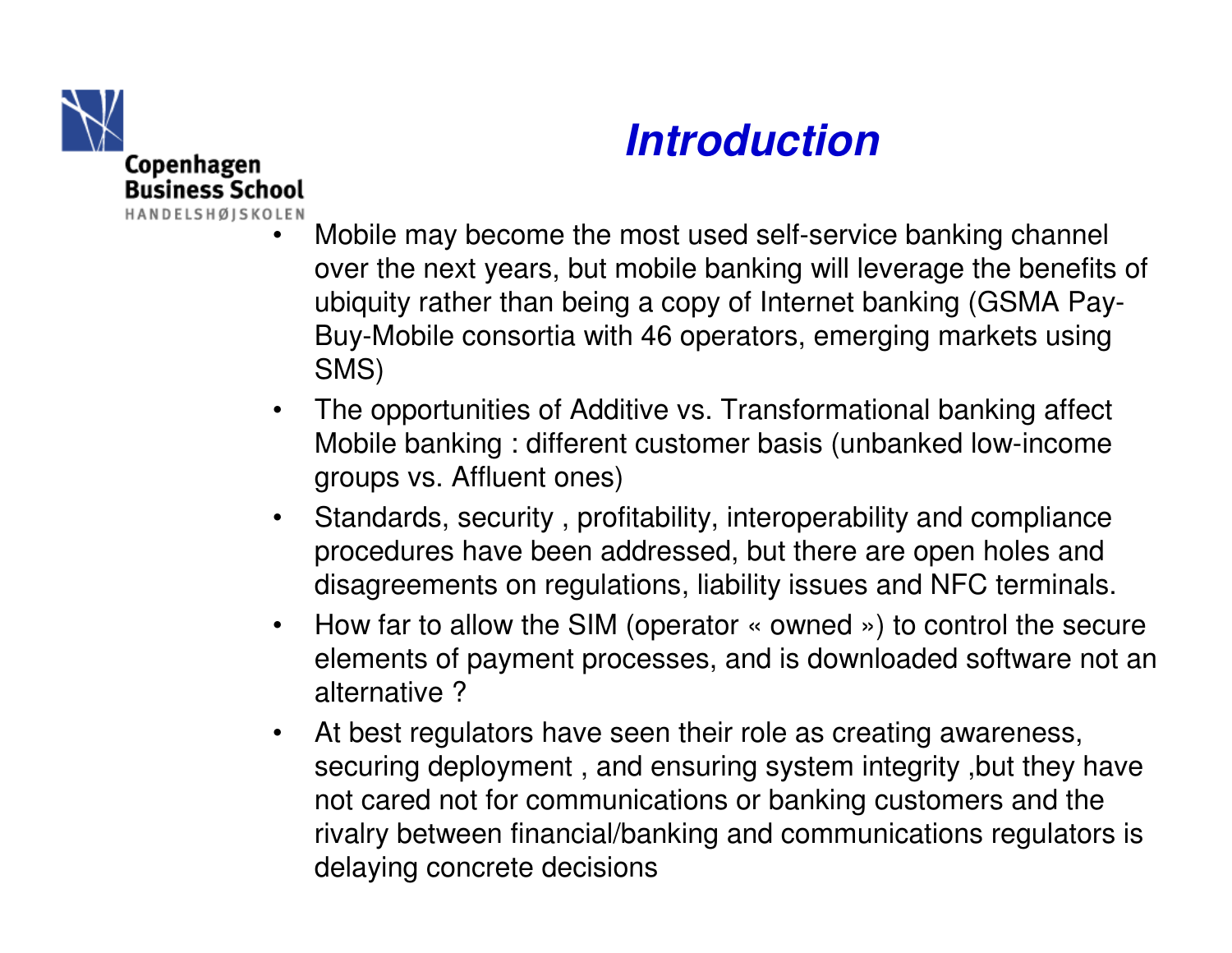# *Introduction*

- Mobile may become the most used self-service banking channel over the next years, but mobile banking will leverage the benefits of ubiquity rather than being a copy of Internet banking (GSMA Pay-Buy-Mobile consortia with 46 operators, emerging markets using SMS)
- The opportunities of Additive vs. Transformational banking affect Mobile banking : different customer basis (unbanked low-income groups vs. Affluent ones)
- Standards, security , profitability, interoperability and compliance procedures have been addressed, but there are open holes and disagreements on regulations, liability issues and NFC terminals.
- How far to allow the SIM (operator « owned ») to control the secure elements of payment processes, and is downloaded software not an alternative ?
- At best regulators have seen their role as creating awareness, securing deployment , and ensuring system integrity ,but they have not cared not for communications or banking customers and the rivalry between financial/banking and communications regulators is delaying concrete decisions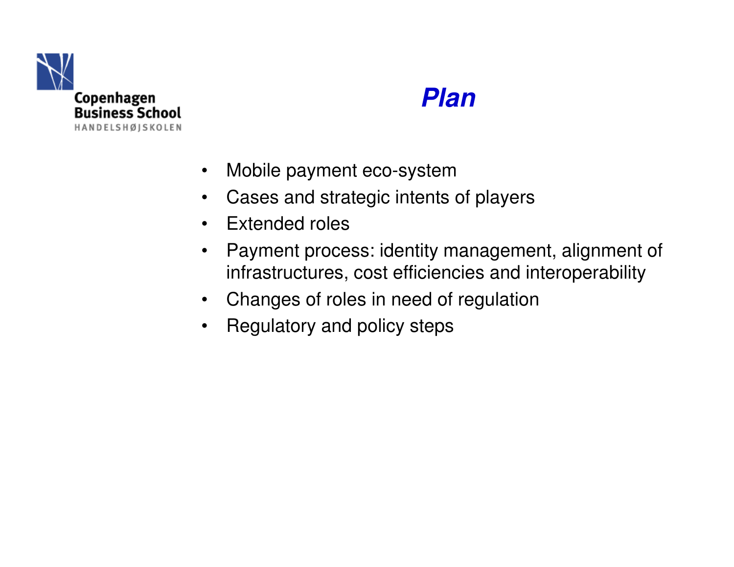# *Plan*

- Mobile payment eco-system
- Cases and strategic intents of players
- Extended roles
- Payment process: identity management, alignment of infrastructures, cost efficiencies and interoperability
- Changes of roles in need of regulation
- Regulatory and policy steps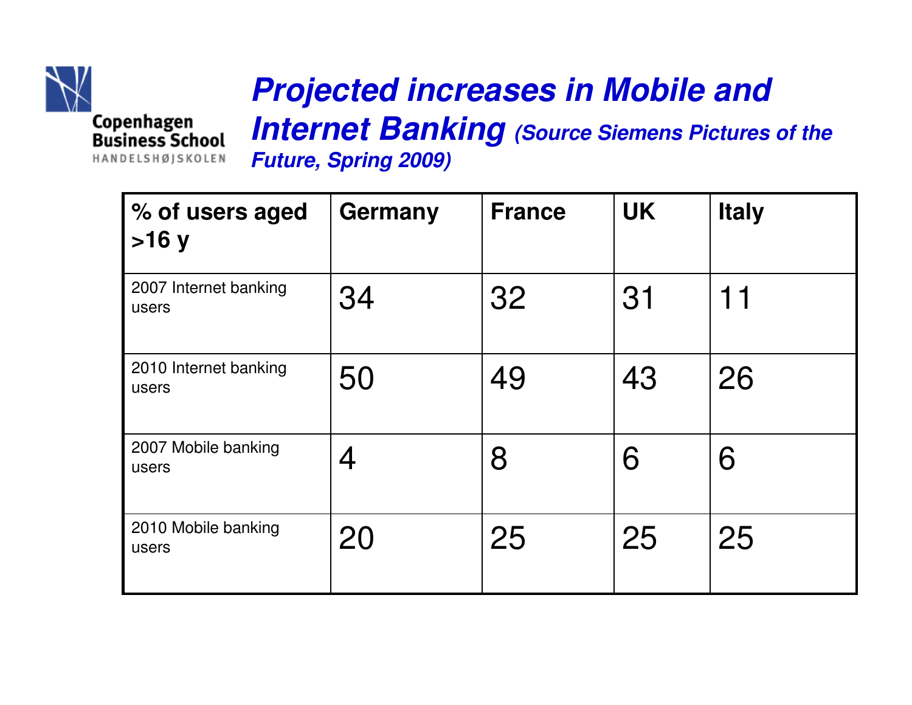# *Projected increases in Mobile and Internet Banking* *(Source Siemens Pictures of the Future, Spring 2009)*

| % of users aged >16 y | Germany | France | UK | Italy |
|---|---|---|---|---|
| 2007 Internet banking users | 34 | 32 | 31 | 11 |
| 2010 Internet banking users | 50 | 49 | 43 | 26 |
| 2007 Mobile banking users | 4 | 8 | 6 | 6 |
| 2010 Mobile banking users | 20 | 25 | 25 | 25 |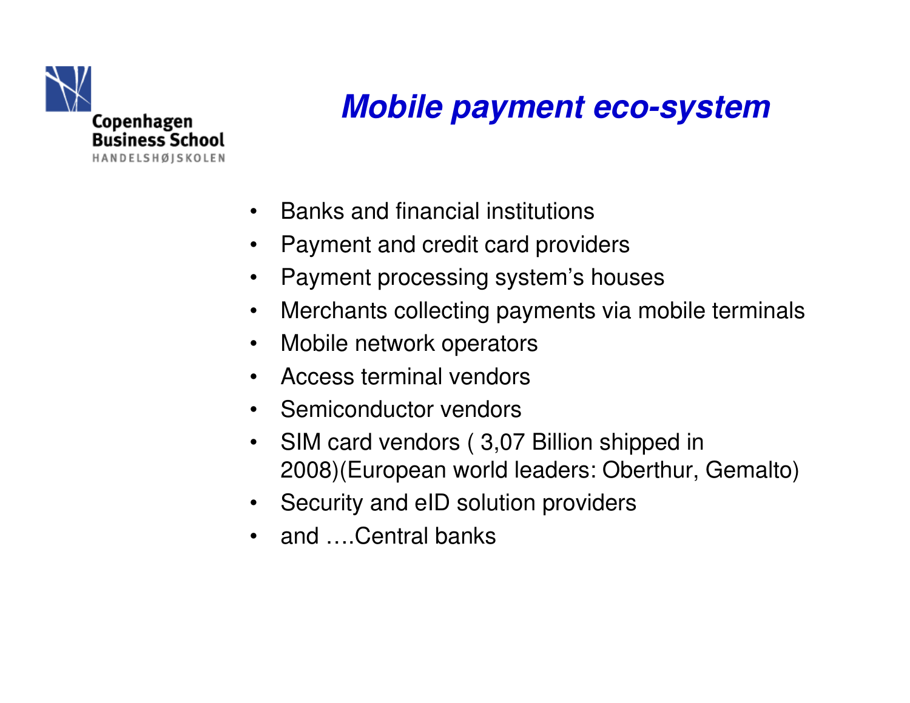# *Mobile payment eco-system*

- Banks and financial institutions
- Payment and credit card providers
- Payment processing system's houses
- Merchants collecting payments via mobile terminals
- Mobile network operators
- Access terminal vendors
- Semiconductor vendors
- SIM card vendors ( 3,07 Billion shipped in 2008)(European world leaders: Oberthur, Gemalto)
- Security and eID solution providers
- and ….Central banks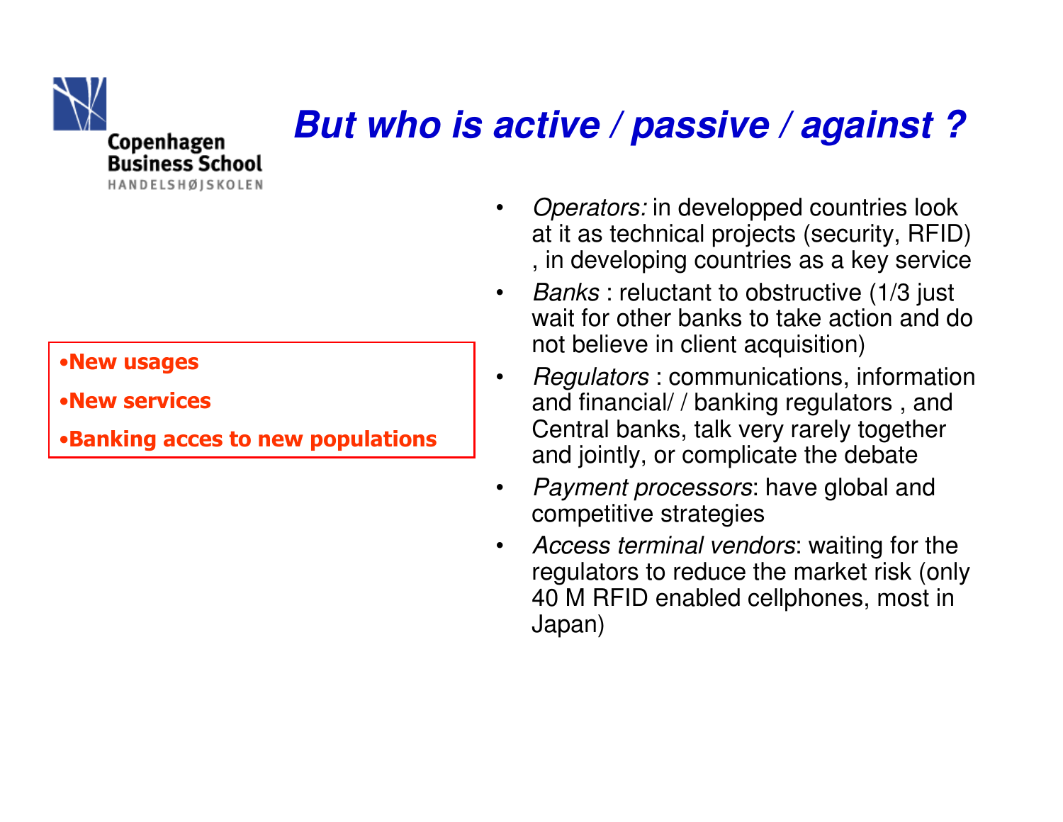# But who is active / passive / against ?

- **New usages**
- **New services**
- **Banking acces to new populations**

- *Operators:* in developped countries look at it as technical projects (security, RFID) , in developing countries as a key service
- *Banks* : reluctant to obstructive (1/3 just wait for other banks to take action and do not believe in client acquisition)
- *Regulators* : communications, information and financial/ / banking regulators , and Central banks, talk very rarely together and jointly, or complicate the debate
- *Payment processors*: have global and competitive strategies
- *Access terminal vendors*: waiting for the regulators to reduce the market risk (only 40 M RFID enabled cellphones, most in Japan)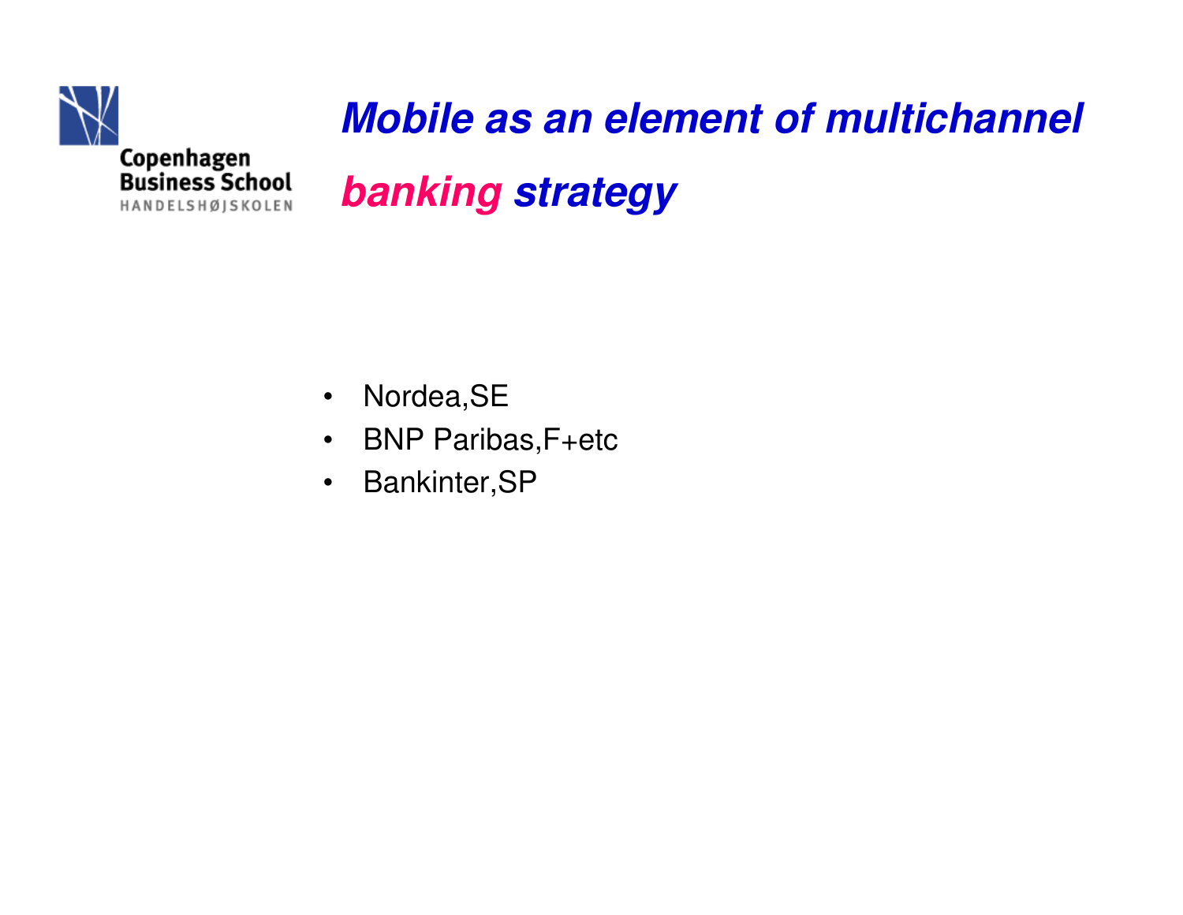# *Mobile as an element of multichannel banking strategy*

- Nordea,SE
- BNP Paribas,F+etc
- Bankinter,SP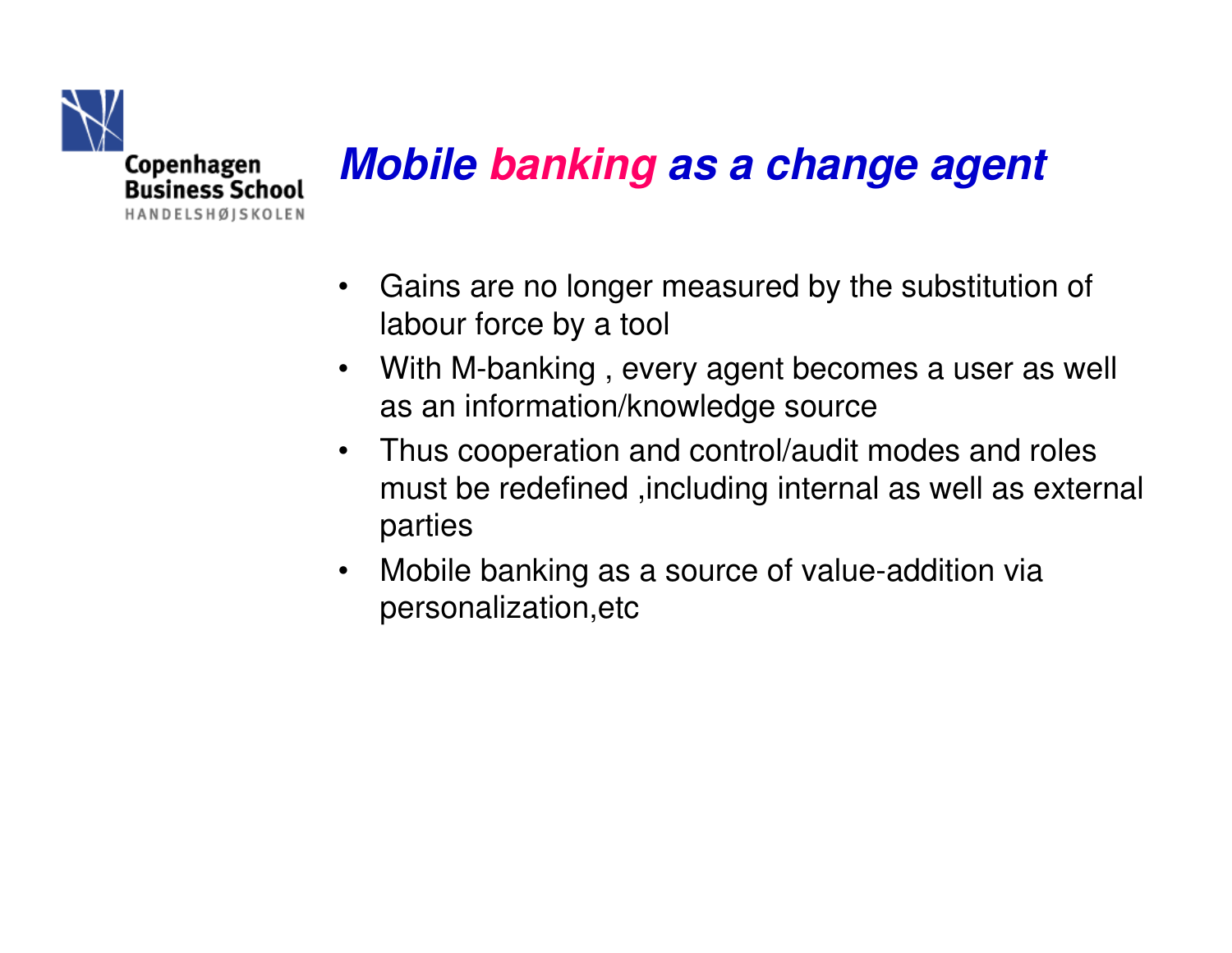# Mobile banking as a change agent

- Gains are no longer measured by the substitution of labour force by a tool
- With M-banking , every agent becomes a user as well as an information/knowledge source
- Thus cooperation and control/audit modes and roles must be redefined ,including internal as well as external parties
- Mobile banking as a source of value-addition via personalization,etc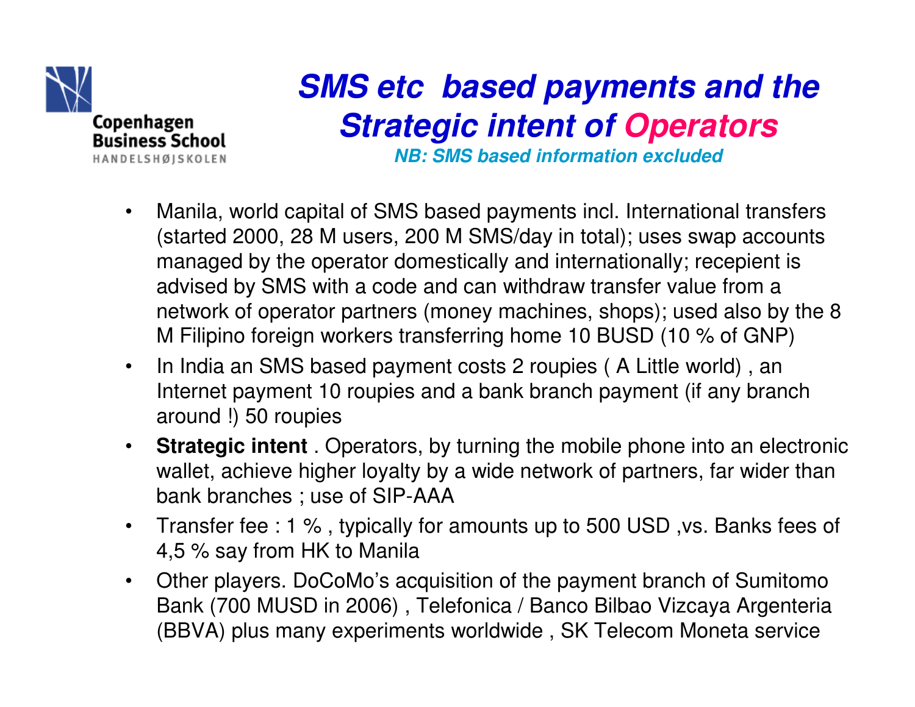# SMS etc based payments and the Strategic intent of Operators

*NB: SMS based information excluded*

- Manila, world capital of SMS based payments incl. International transfers (started 2000, 28 M users, 200 M SMS/day in total); uses swap accounts managed by the operator domestically and internationally; recepient is advised by SMS with a code and can withdraw transfer value from a network of operator partners (money machines, shops); used also by the 8 M Filipino foreign workers transferring home 10 BUSD (10 % of GNP)
- In India an SMS based payment costs 2 roupies ( A Little world) , an Internet payment 10 roupies and a bank branch payment (if any branch around !) 50 roupies
- **Strategic intent** . Operators, by turning the mobile phone into an electronic wallet, achieve higher loyalty by a wide network of partners, far wider than bank branches ; use of SIP-AAA
- Transfer fee : 1 % , typically for amounts up to 500 USD ,vs. Banks fees of 4,5 % say from HK to Manila
- Other players. DoCoMo's acquisition of the payment branch of Sumitomo Bank (700 MUSD in 2006) , Telefonica / Banco Bilbao Vizcaya Argenteria (BBVA) plus many experiments worldwide , SK Telecom Moneta service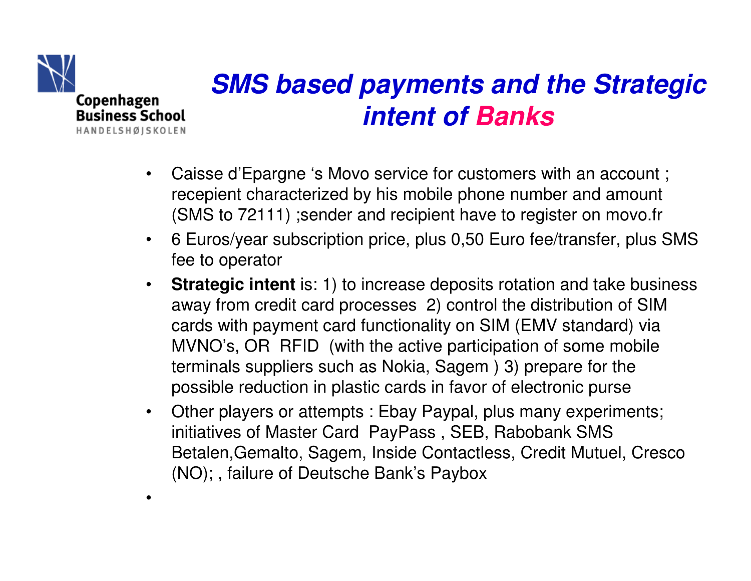# SMS based payments and the Strategic intent of Banks

- Caisse d'Epargne 's Movo service for customers with an account ; recepient characterized by his mobile phone number and amount (SMS to 72111) ;sender and recipient have to register on movo.fr
- 6 Euros/year subscription price, plus 0,50 Euro fee/transfer, plus SMS fee to operator
- **Strategic intent** is: 1) to increase deposits rotation and take business away from credit card processes 2) control the distribution of SIM cards with payment card functionality on SIM (EMV standard) via MVNO's, OR RFID (with the active participation of some mobile terminals suppliers such as Nokia, Sagem ) 3) prepare for the possible reduction in plastic cards in favor of electronic purse
- Other players or attempts : Ebay Paypal, plus many experiments; initiatives of Master Card PayPass , SEB, Rabobank SMS Betalen,Gemalto, Sagem, Inside Contactless, Credit Mutuel, Cresco (NO); , failure of Deutsche Bank's Paybox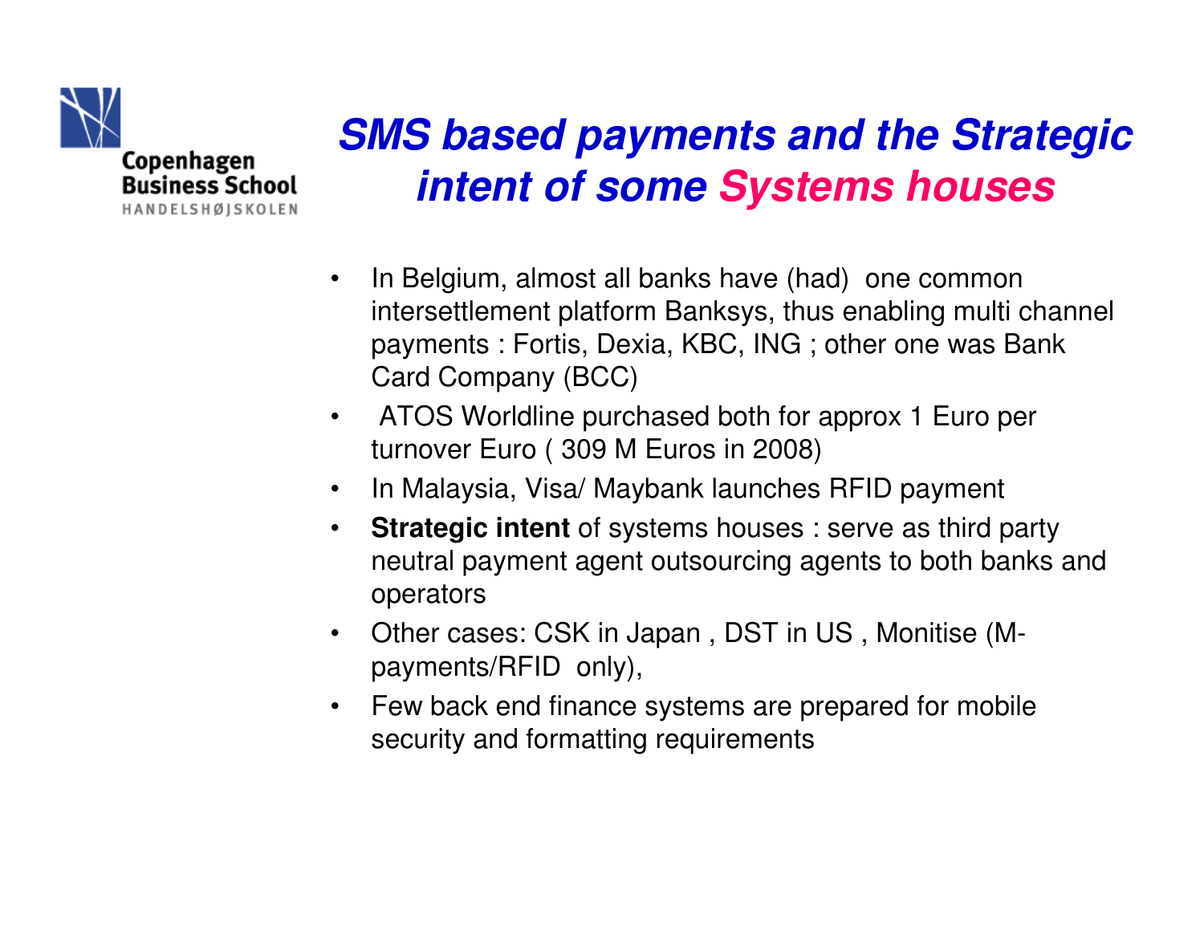# SMS based payments and the Strategic intent of some Systems houses

- In Belgium, almost all banks have (had) one common intersettlement platform Banksys, thus enabling multi channel payments : Fortis, Dexia, KBC, ING ; other one was Bank Card Company (BCC)
- ATOS Worldline purchased both for approx 1 Euro per turnover Euro ( 309 M Euros in 2008)
- In Malaysia, Visa/ Maybank launches RFID payment
- **Strategic intent** of systems houses : serve as third party neutral payment agent outsourcing agents to both banks and operators
- Other cases: CSK in Japan , DST in US , Monitise (M-payments/RFID only),
- Few back end finance systems are prepared for mobile security and formatting requirements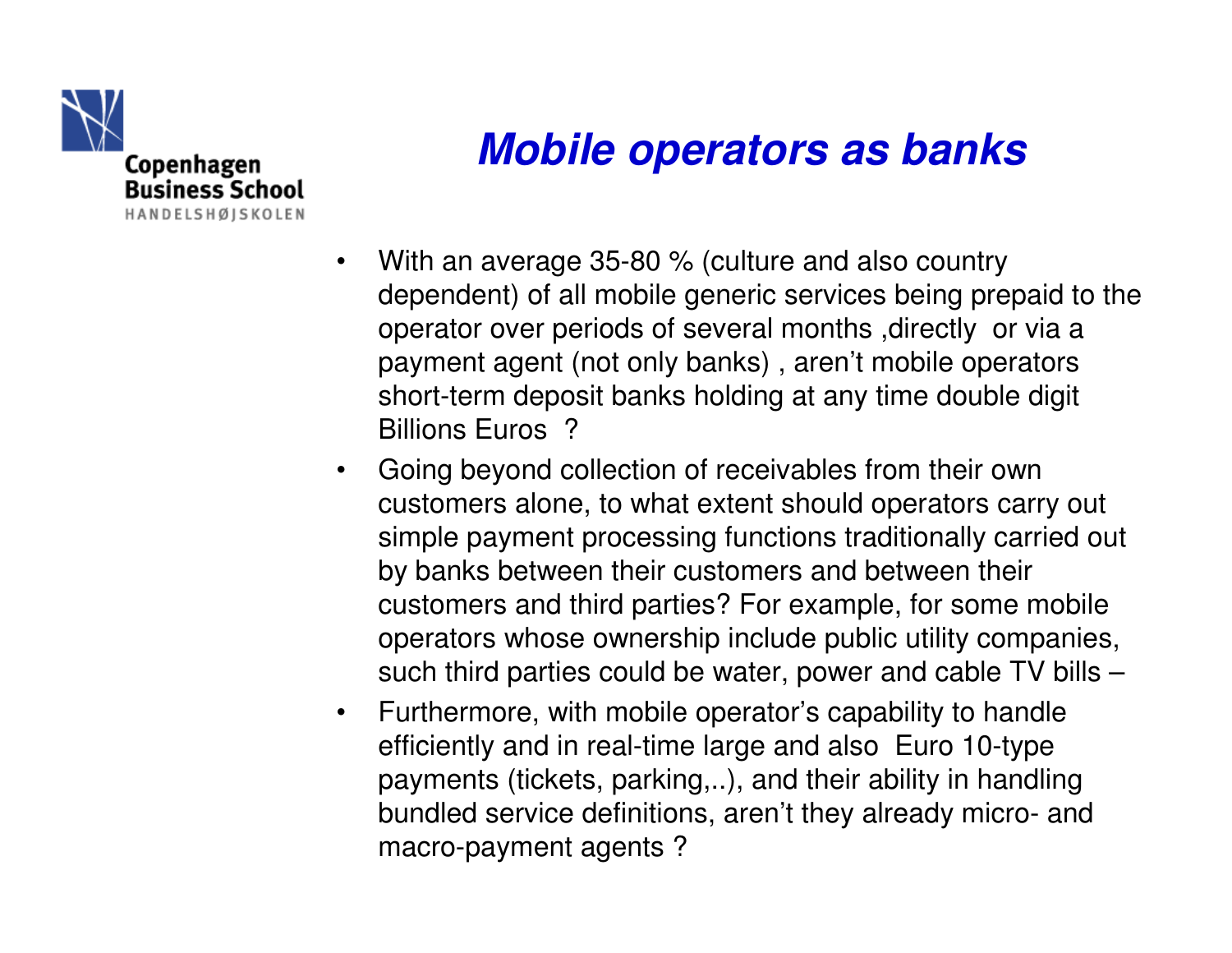# *Mobile operators as banks*

- With an average 35-80 % (culture and also country dependent) of all mobile generic services being prepaid to the operator over periods of several months ,directly or via a payment agent (not only banks) , aren't mobile operators short-term deposit banks holding at any time double digit Billions Euros ?
- Going beyond collection of receivables from their own customers alone, to what extent should operators carry out simple payment processing functions traditionally carried out by banks between their customers and between their customers and third parties? For example, for some mobile operators whose ownership include public utility companies, such third parties could be water, power and cable TV bills –
- Furthermore, with mobile operator's capability to handle efficiently and in real-time large and also Euro 10-type payments (tickets, parking,..), and their ability in handling bundled service definitions, aren't they already micro- and macro-payment agents ?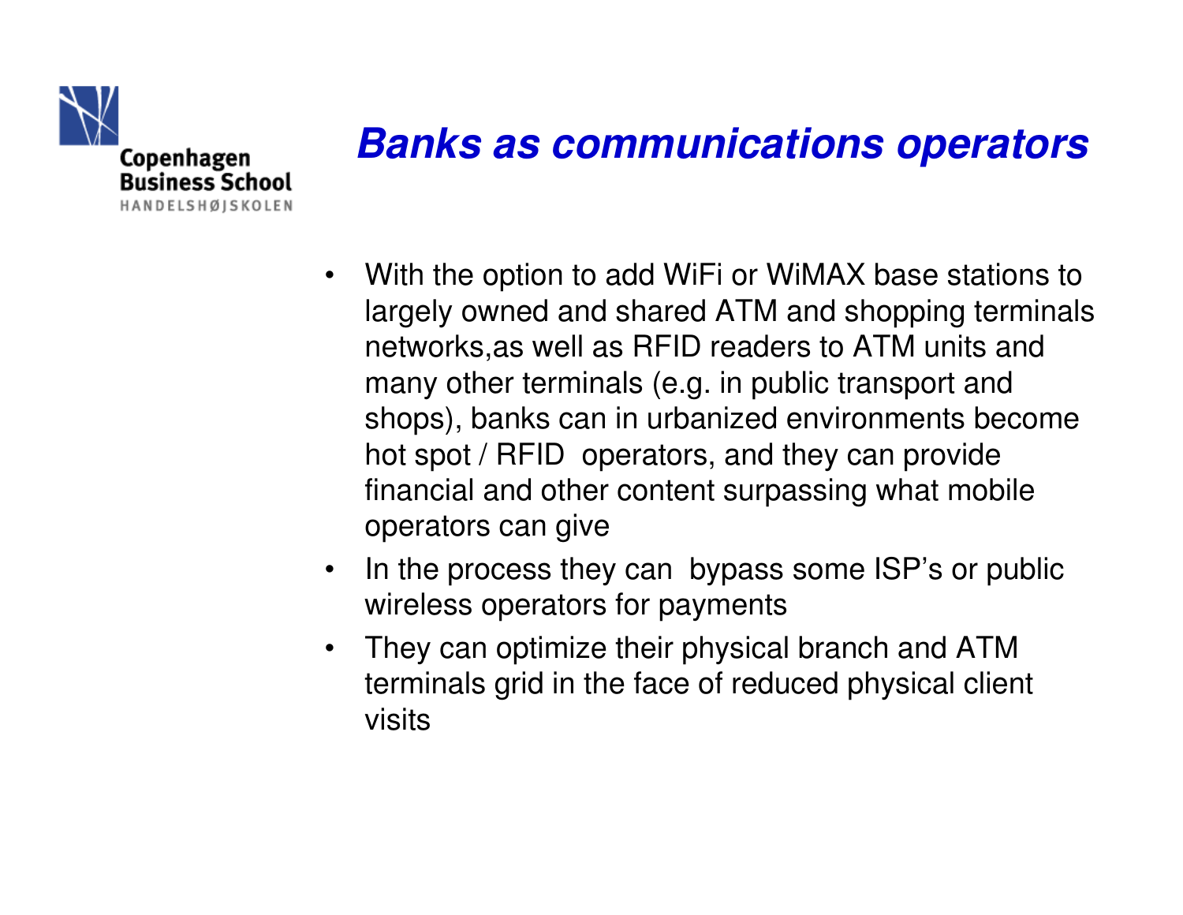# *Banks as communications operators*

- With the option to add WiFi or WiMAX base stations to largely owned and shared ATM and shopping terminals networks,as well as RFID readers to ATM units and many other terminals (e.g. in public transport and shops), banks can in urbanized environments become hot spot / RFID operators, and they can provide financial and other content surpassing what mobile operators can give
- In the process they can bypass some ISP's or public wireless operators for payments
- They can optimize their physical branch and ATM terminals grid in the face of reduced physical client visits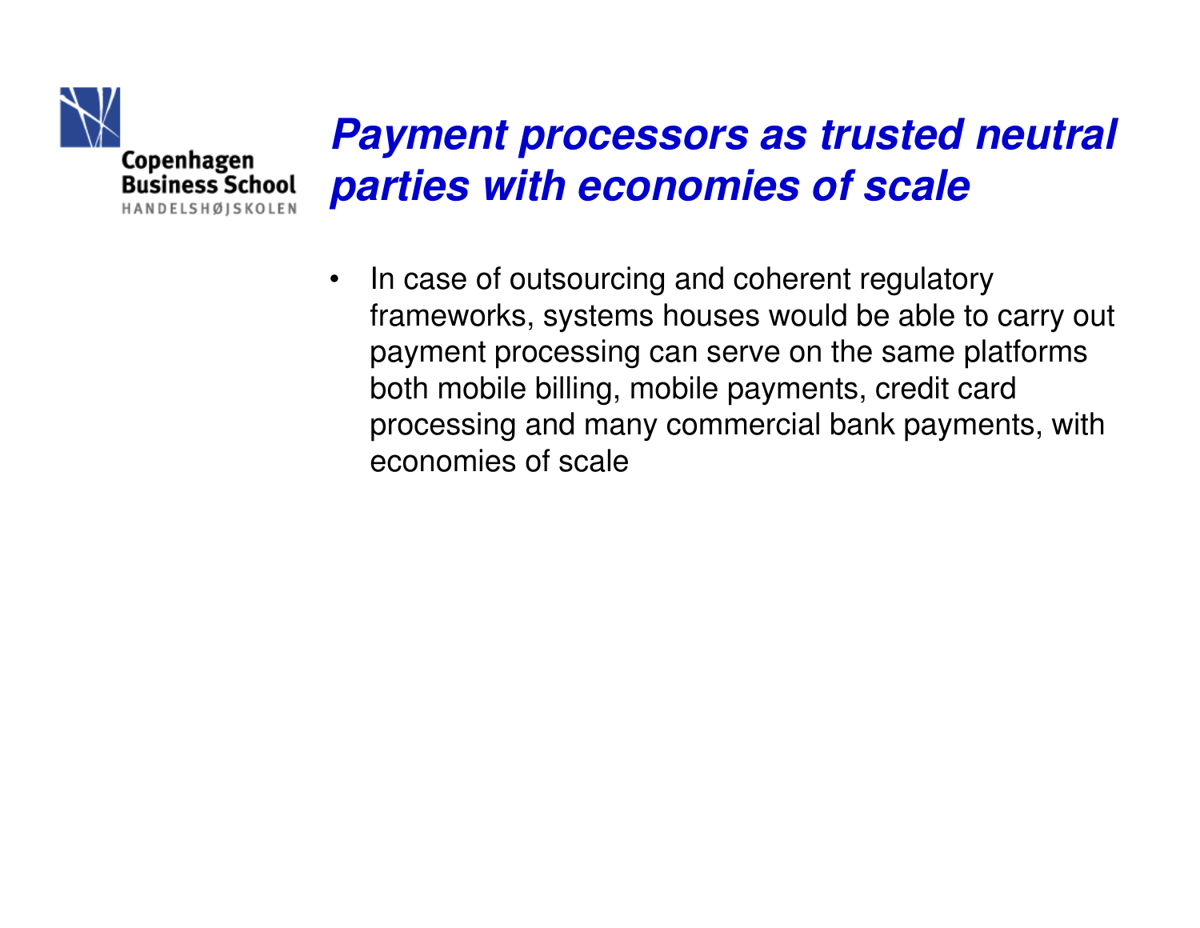# Payment processors as trusted neutral parties with economies of scale

- In case of outsourcing and coherent regulatory frameworks, systems houses would be able to carry out payment processing can serve on the same platforms both mobile billing, mobile payments, credit card processing and many commercial bank payments, with economies of scale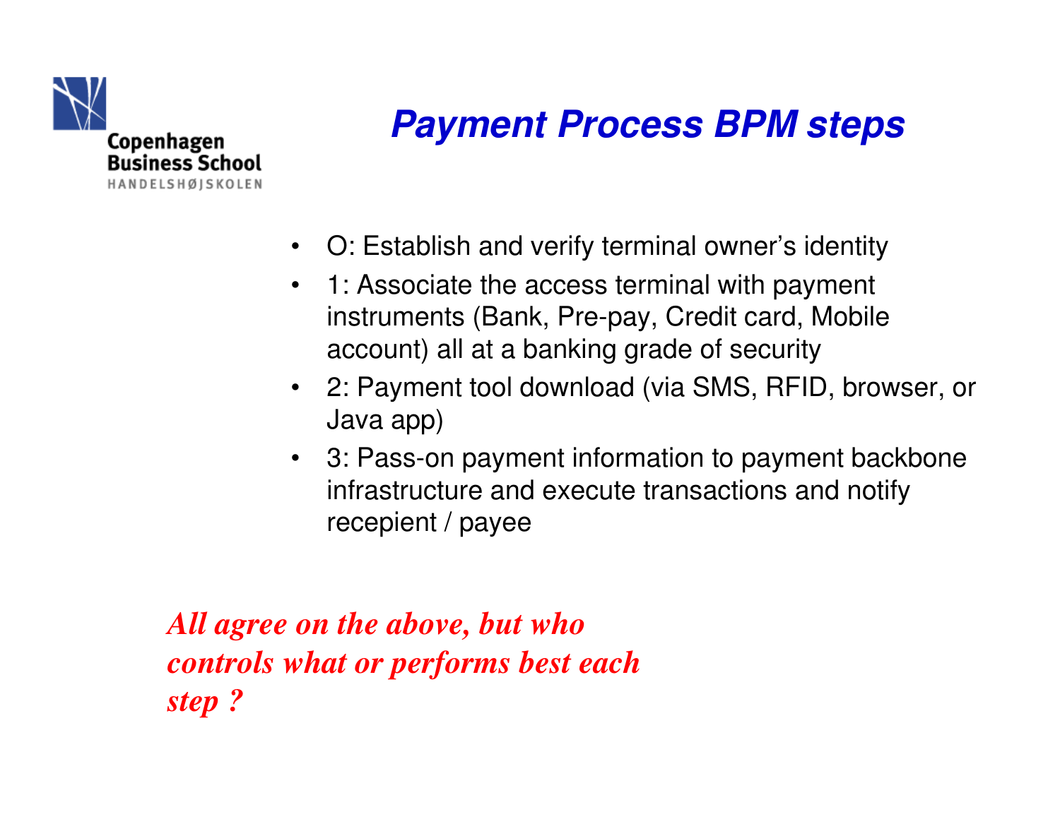# Payment Process BPM steps

- O: Establish and verify terminal owner's identity
- 1: Associate the access terminal with payment instruments (Bank, Pre-pay, Credit card, Mobile account) all at a banking grade of security
- 2: Payment tool download (via SMS, RFID, browser, or Java app)
- 3: Pass-on payment information to payment backbone infrastructure and execute transactions and notify recepient / payee

***All agree on the above, but who controls what or performs best each step ?***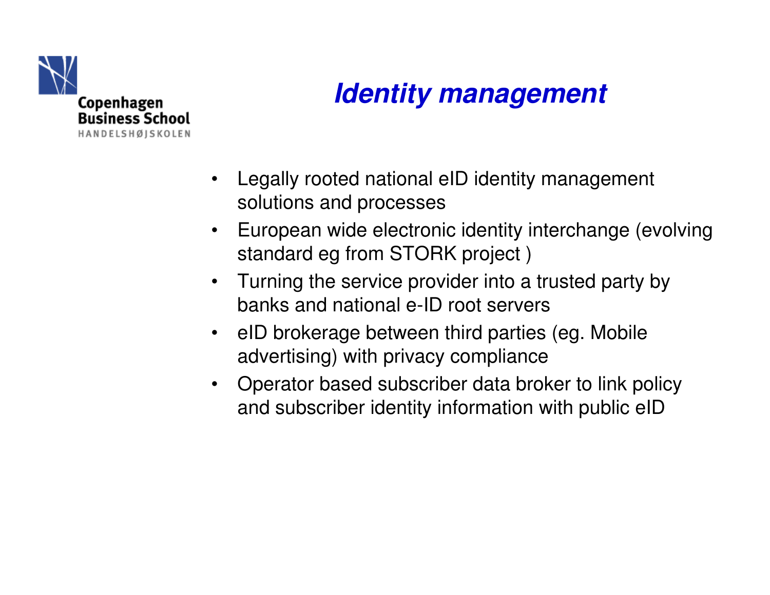# *Identity management*

- Legally rooted national eID identity management solutions and processes
- European wide electronic identity interchange (evolving standard eg from STORK project )
- Turning the service provider into a trusted party by banks and national e-ID root servers
- eID brokerage between third parties (eg. Mobile advertising) with privacy compliance
- Operator based subscriber data broker to link policy and subscriber identity information with public eID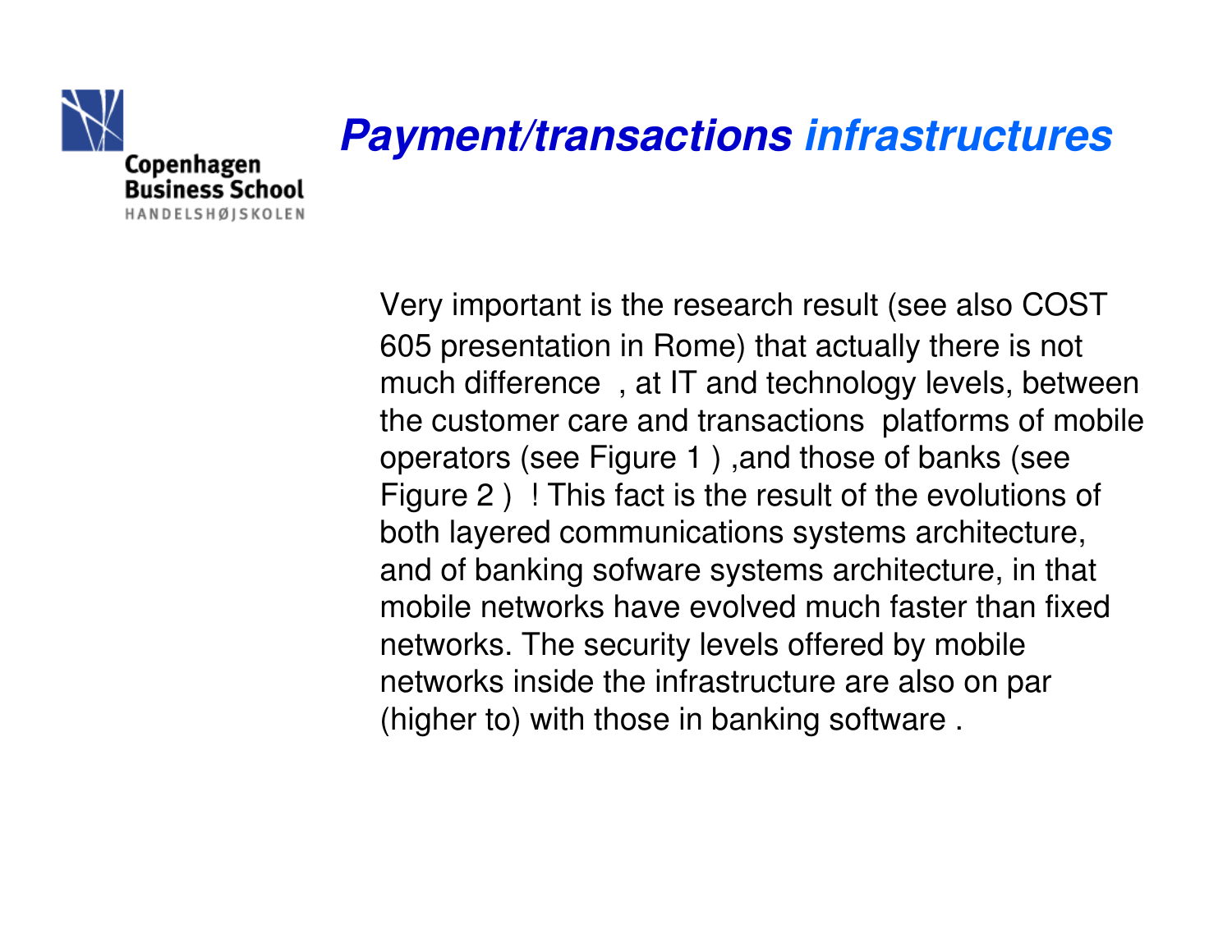# *Payment/transactions infrastructures*

Very important is the research result (see also COST 605 presentation in Rome) that actually there is not much difference , at IT and technology levels, between the customer care and transactions platforms of mobile operators (see Figure 1 ) ,and those of banks (see Figure 2 ) ! This fact is the result of the evolutions of both layered communications systems architecture, and of banking sofware systems architecture, in that mobile networks have evolved much faster than fixed networks. The security levels offered by mobile networks inside the infrastructure are also on par (higher to) with those in banking software .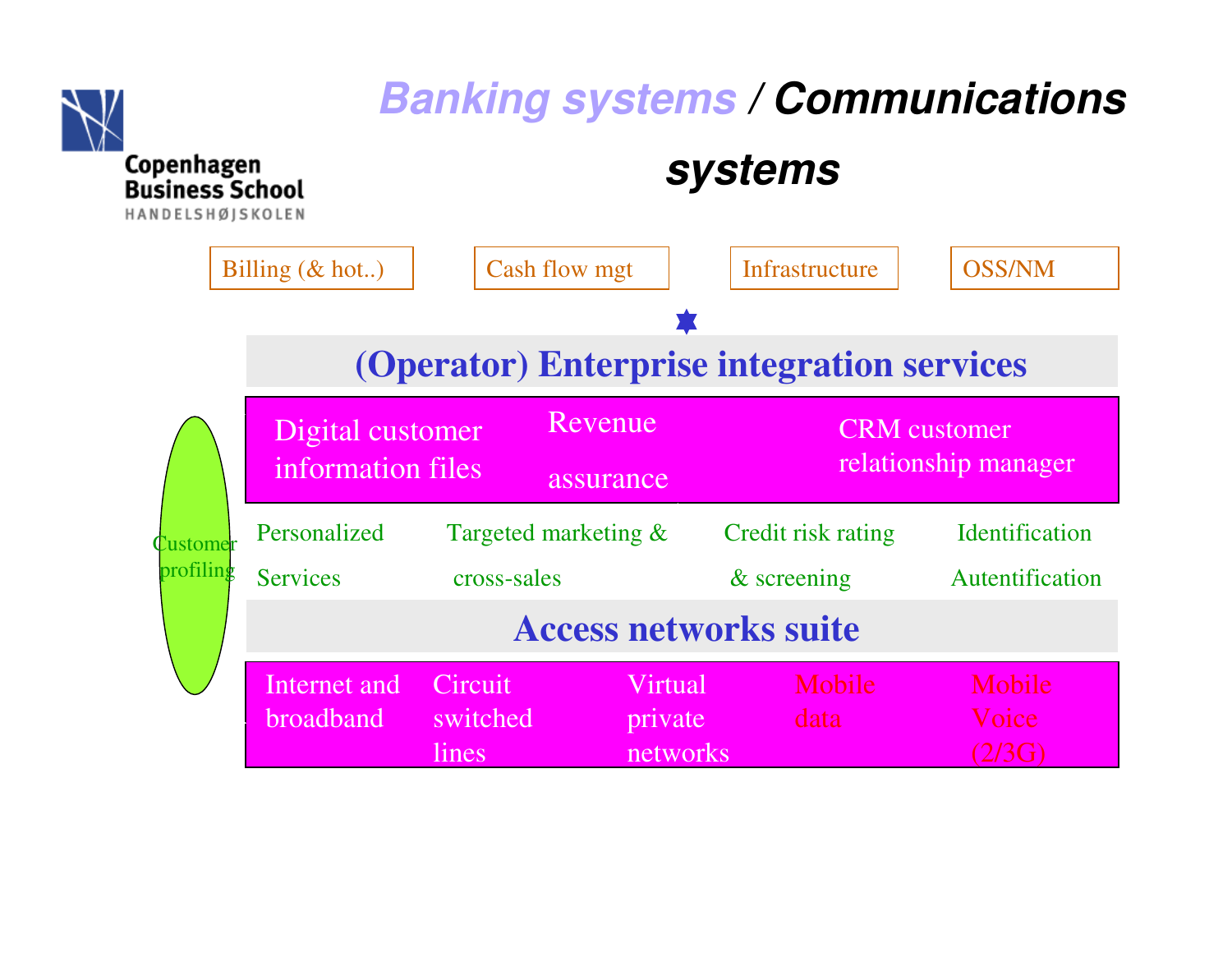# Banking systems / Communications systems

Billing (& hot..) | Cash flow mgt | Infrastructure | OSS/NM

## (Operator) Enterprise integration services

- Digital customer information files
- Revenue assurance
- CRM customer relationship manager

Customer profiling

- Personalized Services
- Targeted marketing & cross-sales
- Credit risk rating & screening
- Identification Autentification

## Access networks suite

- Internet and broadband
- Circuit switched lines
- Virtual private networks
- Mobile data
- Mobile Voice (2/3G)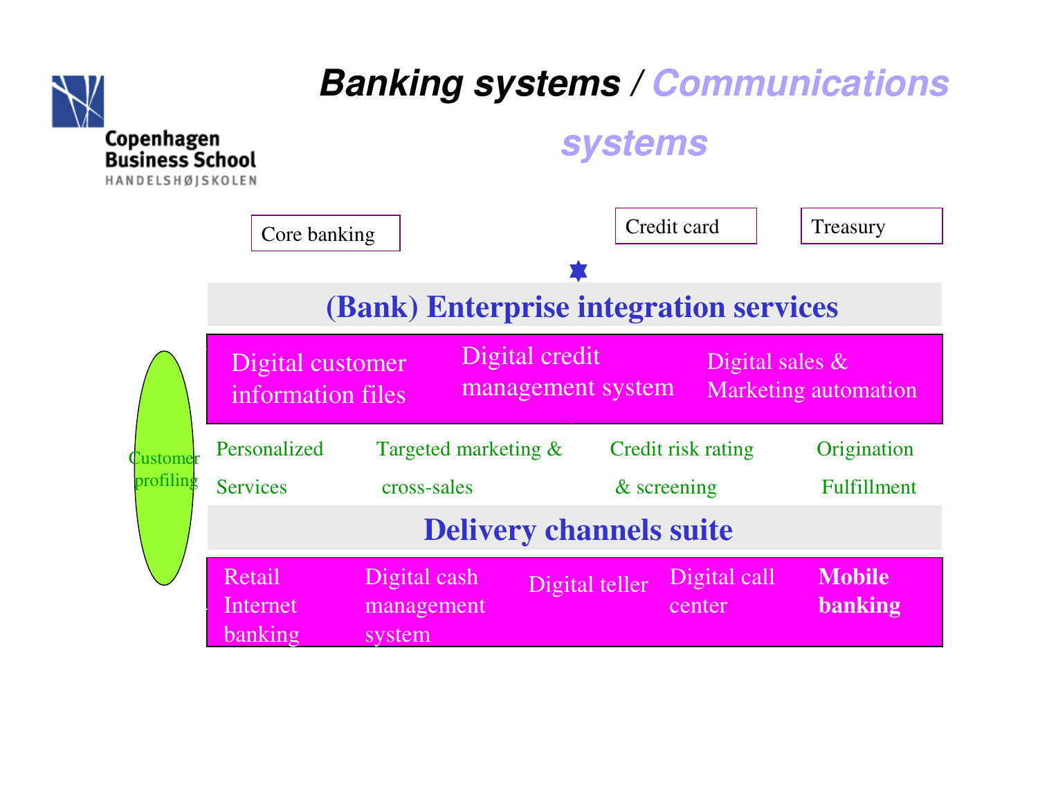# Banking systems / Communications systems

Core banking

Credit card

Treasury

**(Bank) Enterprise integration services**

Digital customer information files

Digital credit management system

Digital sales & Marketing automation

Customer profiling

Personalized Services

Targeted marketing & cross-sales

Credit risk rating & screening

Origination Fulfillment

**Delivery channels suite**

Retail Internet banking

Digital cash management system

Digital teller

Digital call center

**Mobile banking**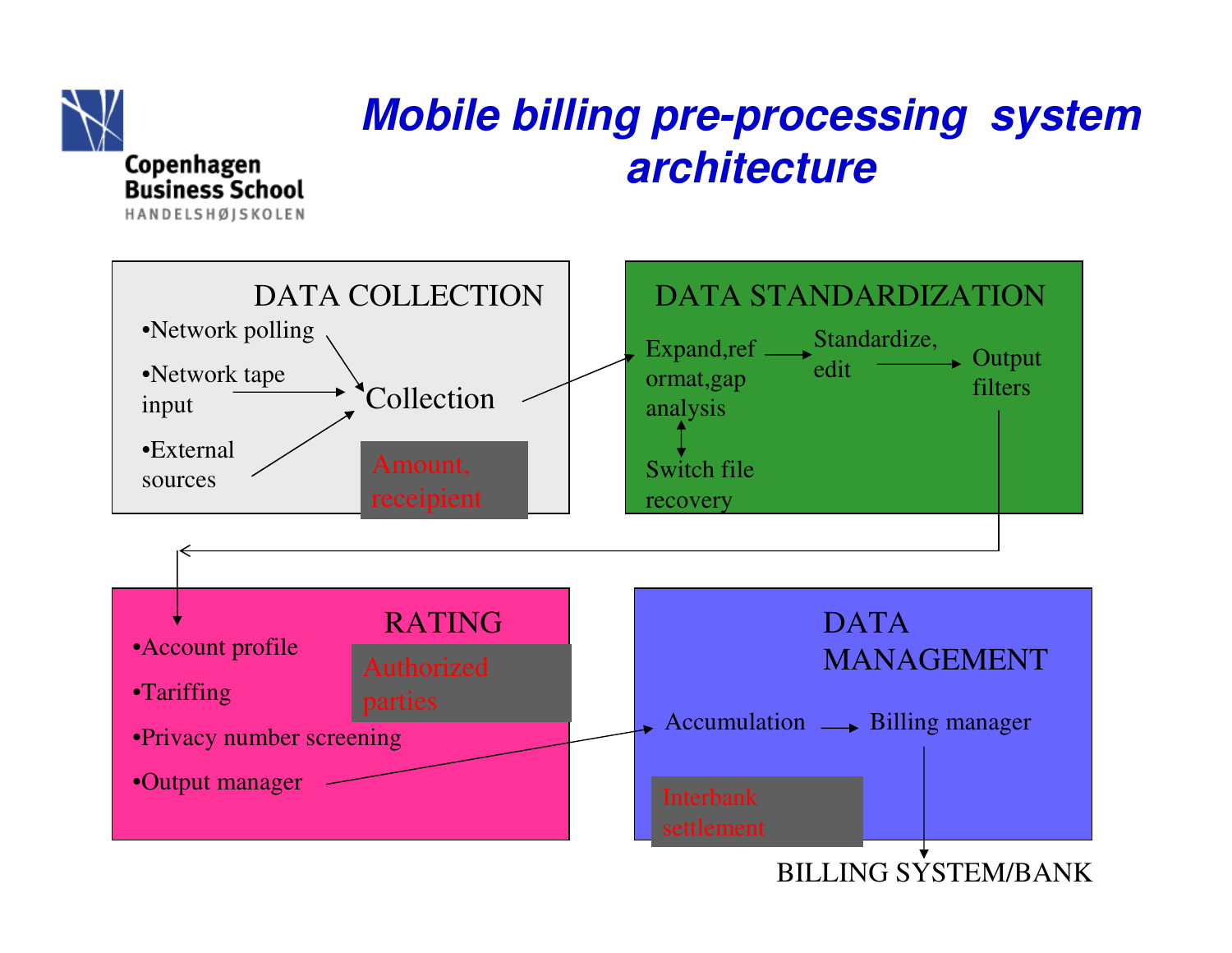# *Mobile billing pre-processing system architecture*

## DATA COLLECTION

- Network polling
- Network tape input
- External sources

Collection

Amount, receipient

## DATA STANDARDIZATION

Expand,reformat,gap analysis → Standardize, edit → Output filters

Switch file recovery

## RATING

- Account profile
- Tariffing
- Privacy number screening
- Output manager

Authorized parties

## DATA MANAGEMENT

Accumulation → Billing manager

Interbank settlement

BILLING SYSTEM/BANK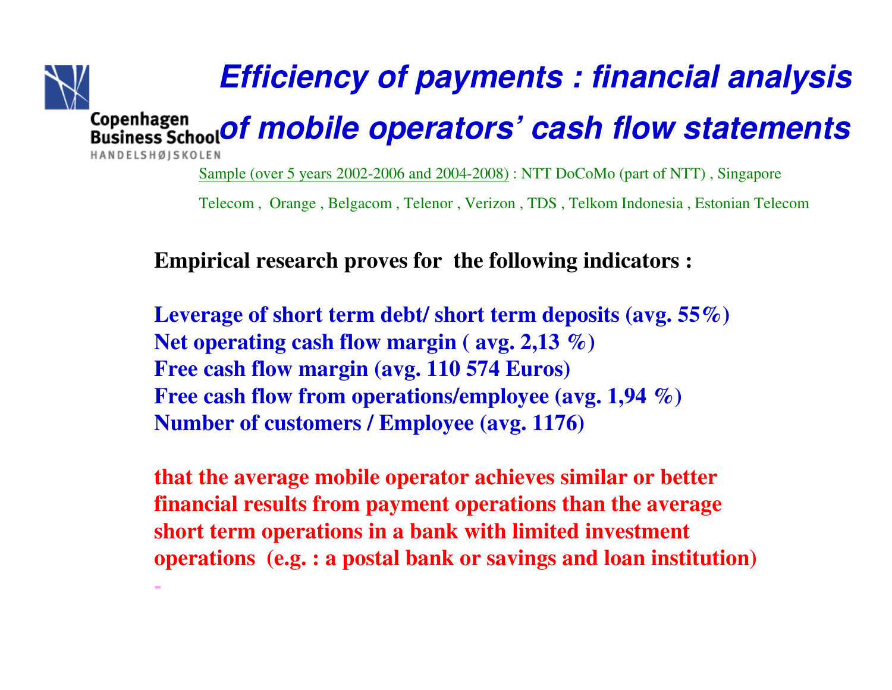# *Efficiency of payments : financial analysis of mobile operators' cash flow statements*

Sample (over 5 years 2002-2006 and 2004-2008) : NTT DoCoMo (part of NTT) , Singapore Telecom , Orange , Belgacom , Telenor , Verizon , TDS , Telkom Indonesia , Estonian Telecom

**Empirical research proves for the following indicators :**

**Leverage of short term debt/ short term deposits (avg. 55%)**
**Net operating cash flow margin ( avg. 2,13 %)**
**Free cash flow margin (avg. 110 574 Euros)**
**Free cash flow from operations/employee (avg. 1,94 %)**
**Number of customers / Employee (avg. 1176)**

**that the average mobile operator achieves similar or better financial results from payment operations than the average short term operations in a bank with limited investment operations (e.g. : a postal bank or savings and loan institution)**

-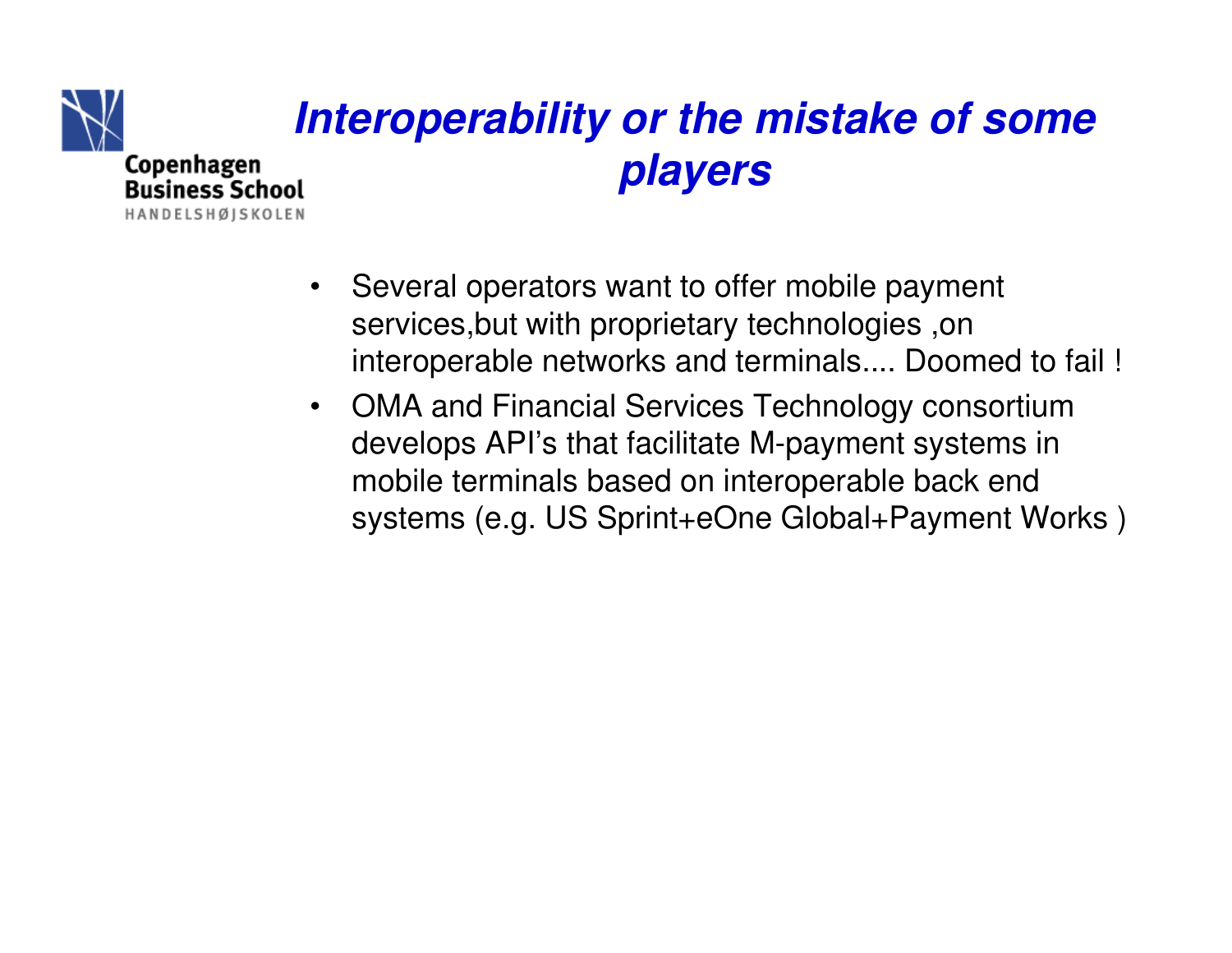# *Interoperability or the mistake of some players*

- Several operators want to offer mobile payment services,but with proprietary technologies ,on interoperable networks and terminals.... Doomed to fail !
- OMA and Financial Services Technology consortium develops API's that facilitate M-payment systems in mobile terminals based on interoperable back end systems (e.g. US Sprint+eOne Global+Payment Works )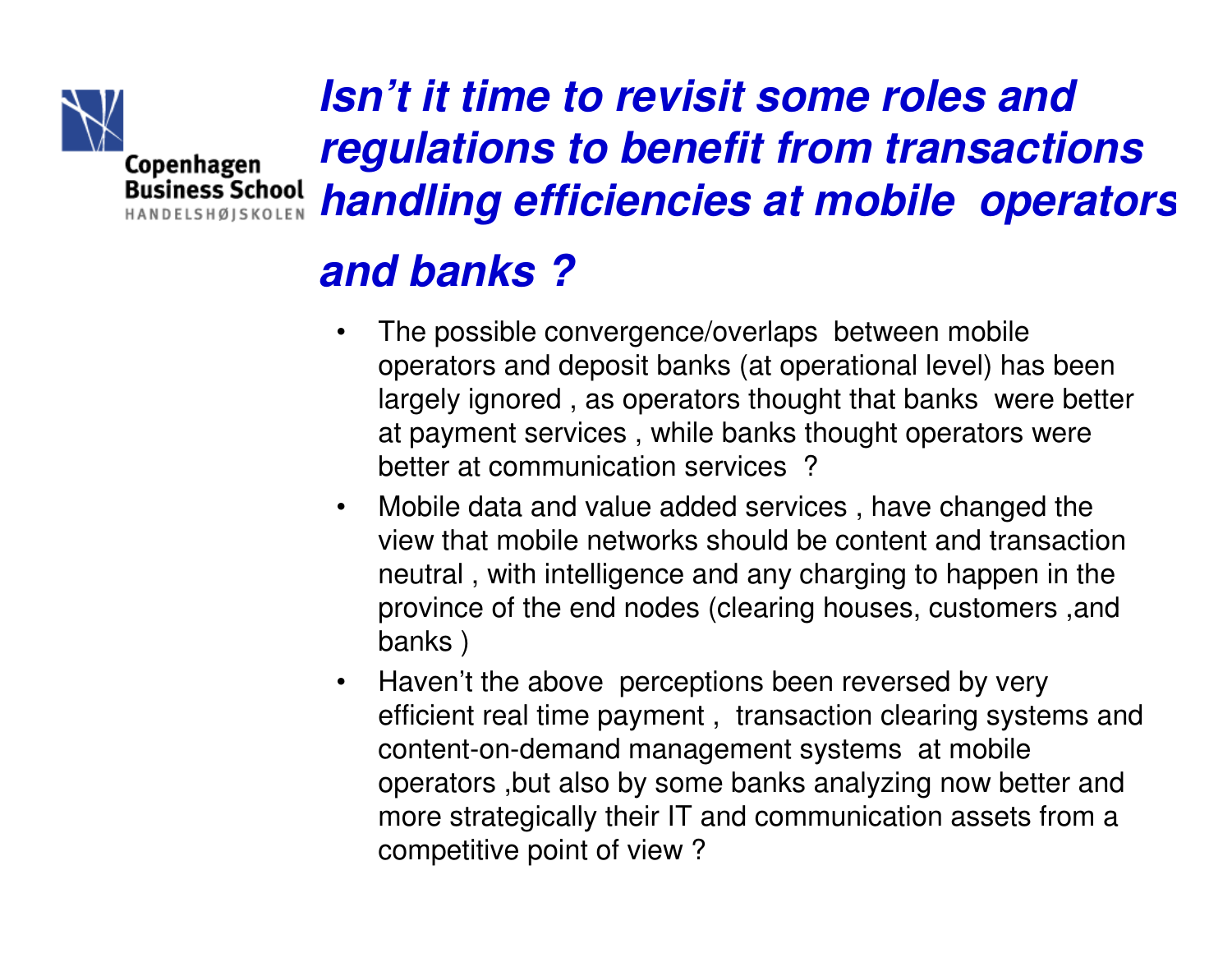# Isn't it time to revisit some roles and regulations to benefit from transactions handling efficiencies at mobile operators and banks ?

- The possible convergence/overlaps between mobile operators and deposit banks (at operational level) has been largely ignored , as operators thought that banks were better at payment services , while banks thought operators were better at communication services ?
- Mobile data and value added services , have changed the view that mobile networks should be content and transaction neutral , with intelligence and any charging to happen in the province of the end nodes (clearing houses, customers ,and banks )
- Haven't the above perceptions been reversed by very efficient real time payment , transaction clearing systems and content-on-demand management systems at mobile operators ,but also by some banks analyzing now better and more strategically their IT and communication assets from a competitive point of view ?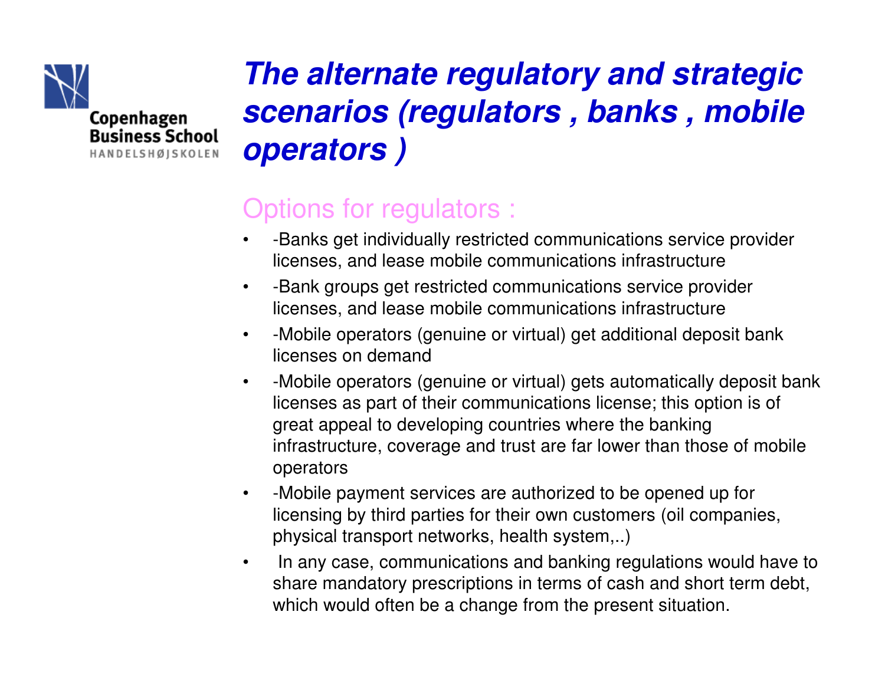# *The alternate regulatory and strategic scenarios (regulators , banks , mobile operators )*

## Options for regulators :

- -Banks get individually restricted communications service provider licenses, and lease mobile communications infrastructure
- -Bank groups get restricted communications service provider licenses, and lease mobile communications infrastructure
- -Mobile operators (genuine or virtual) get additional deposit bank licenses on demand
- -Mobile operators (genuine or virtual) gets automatically deposit bank licenses as part of their communications license; this option is of great appeal to developing countries where the banking infrastructure, coverage and trust are far lower than those of mobile operators
- -Mobile payment services are authorized to be opened up for licensing by third parties for their own customers (oil companies, physical transport networks, health system,..)
- In any case, communications and banking regulations would have to share mandatory prescriptions in terms of cash and short term debt, which would often be a change from the present situation.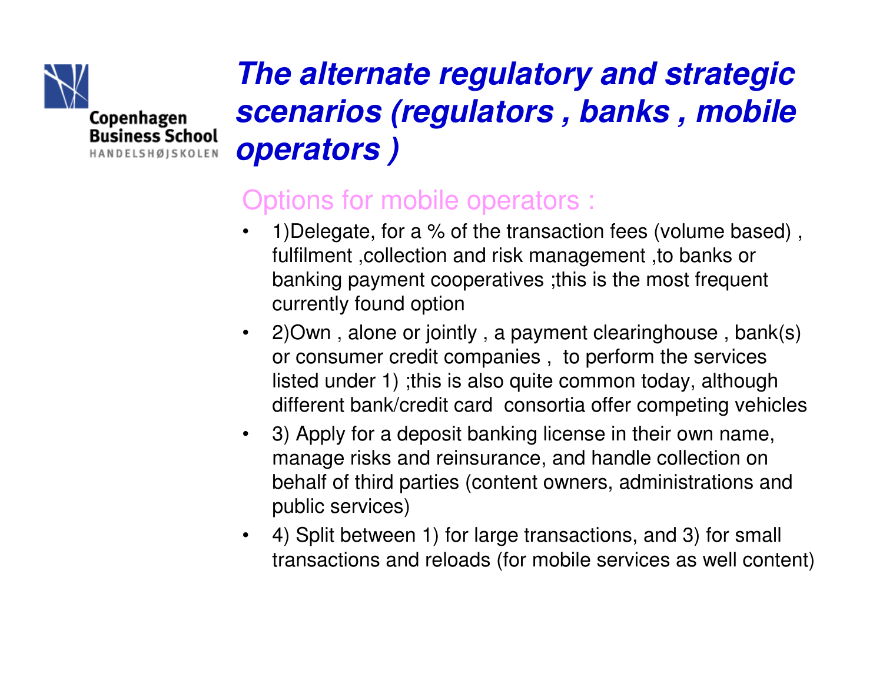# *The alternate regulatory and strategic scenarios (regulators , banks , mobile operators )*

## Options for mobile operators :

- 1)Delegate, for a % of the transaction fees (volume based) , fulfilment ,collection and risk management ,to banks or banking payment cooperatives ;this is the most frequent currently found option
- 2)Own , alone or jointly , a payment clearinghouse , bank(s) or consumer credit companies , to perform the services listed under 1) ;this is also quite common today, although different bank/credit card consortia offer competing vehicles
- 3) Apply for a deposit banking license in their own name, manage risks and reinsurance, and handle collection on behalf of third parties (content owners, administrations and public services)
- 4) Split between 1) for large transactions, and 3) for small transactions and reloads (for mobile services as well content)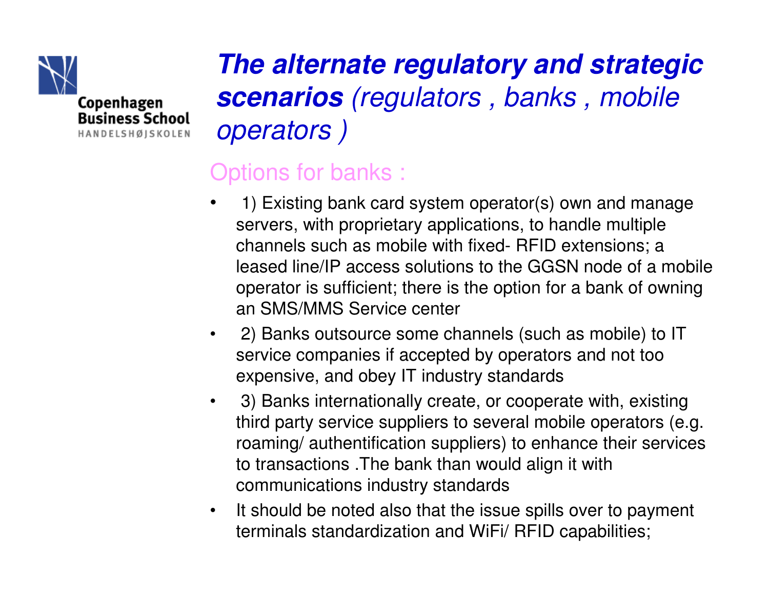## ***The alternate regulatory and strategic scenarios*** *(regulators , banks , mobile operators )*

### Options for banks :

- 1) Existing bank card system operator(s) own and manage servers, with proprietary applications, to handle multiple channels such as mobile with fixed- RFID extensions; a leased line/IP access solutions to the GGSN node of a mobile operator is sufficient; there is the option for a bank of owning an SMS/MMS Service center
- 2) Banks outsource some channels (such as mobile) to IT service companies if accepted by operators and not too expensive, and obey IT industry standards
- 3) Banks internationally create, or cooperate with, existing third party service suppliers to several mobile operators (e.g. roaming/ authentification suppliers) to enhance their services to transactions .The bank than would align it with communications industry standards
- It should be noted also that the issue spills over to payment terminals standardization and WiFi/ RFID capabilities;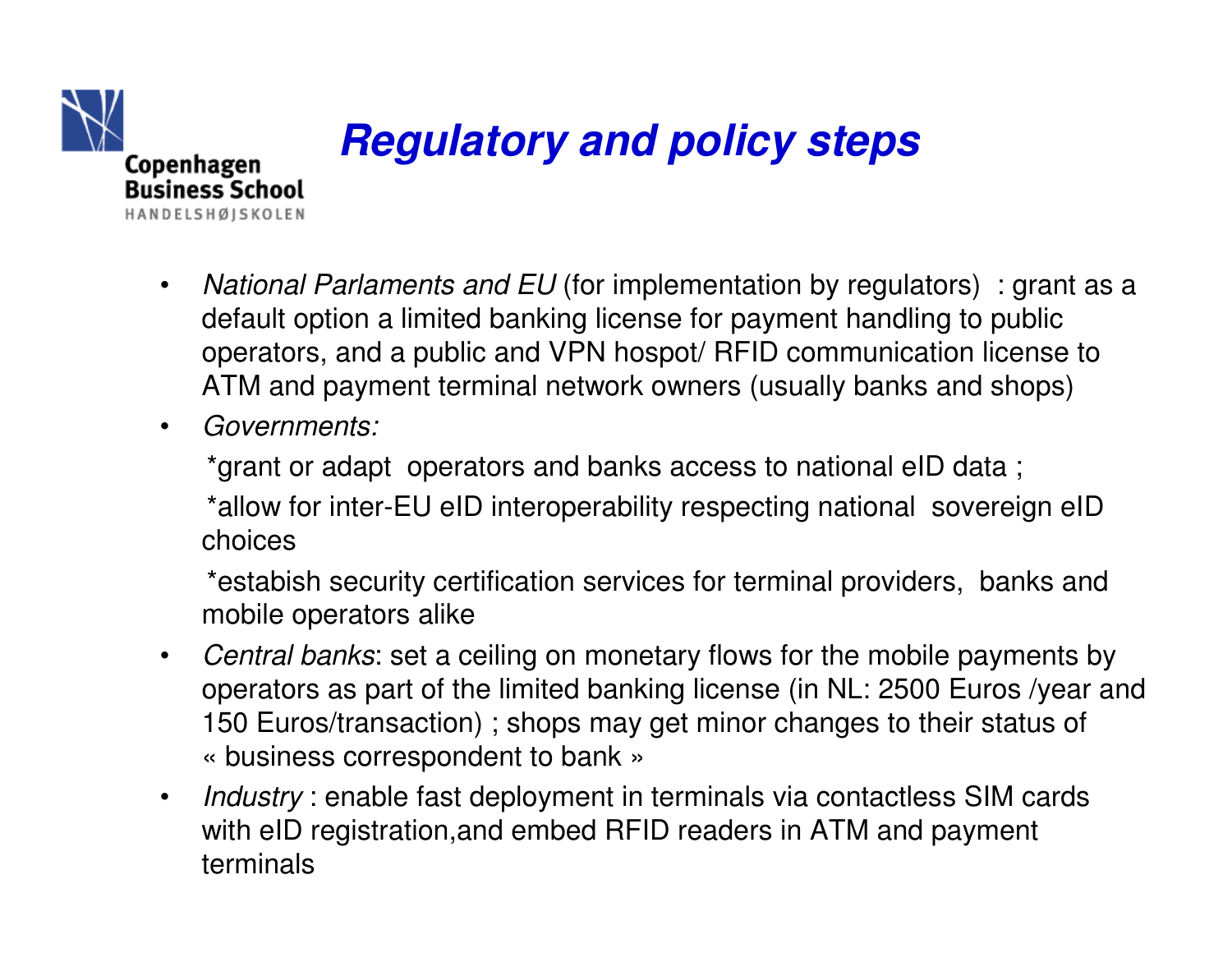# *Regulatory and policy steps*

- *National Parlaments and EU* (for implementation by regulators) : grant as a default option a limited banking license for payment handling to public operators, and a public and VPN hospot/ RFID communication license to ATM and payment terminal network owners (usually banks and shops)
- *Governments:*

  *grant or adapt operators and banks access to national eID data ;

  *allow for inter-EU eID interoperability respecting national sovereign eID choices

  *estabish security certification services for terminal providers, banks and mobile operators alike
- *Central banks*: set a ceiling on monetary flows for the mobile payments by operators as part of the limited banking license (in NL: 2500 Euros /year and 150 Euros/transaction) ; shops may get minor changes to their status of « business correspondent to bank »
- *Industry* : enable fast deployment in terminals via contactless SIM cards with eID registration,and embed RFID readers in ATM and payment terminals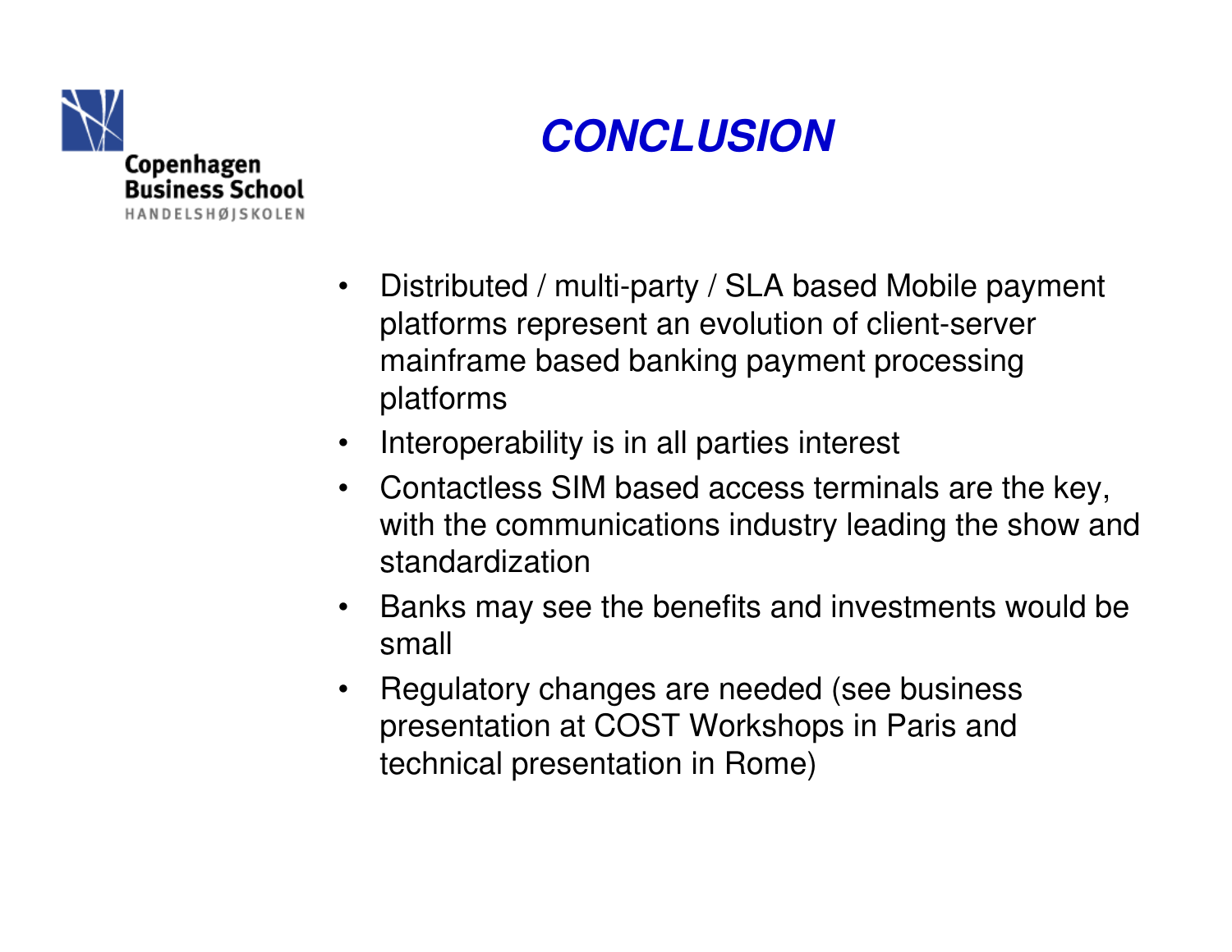Copenhagen Business School
HANDELSHØJSKOLEN

# CONCLUSION

- Distributed / multi-party / SLA based Mobile payment platforms represent an evolution of client-server mainframe based banking payment processing platforms
- Interoperability is in all parties interest
- Contactless SIM based access terminals are the key, with the communications industry leading the show and standardization
- Banks may see the benefits and investments would be small
- Regulatory changes are needed (see business presentation at COST Workshops in Paris and technical presentation in Rome)